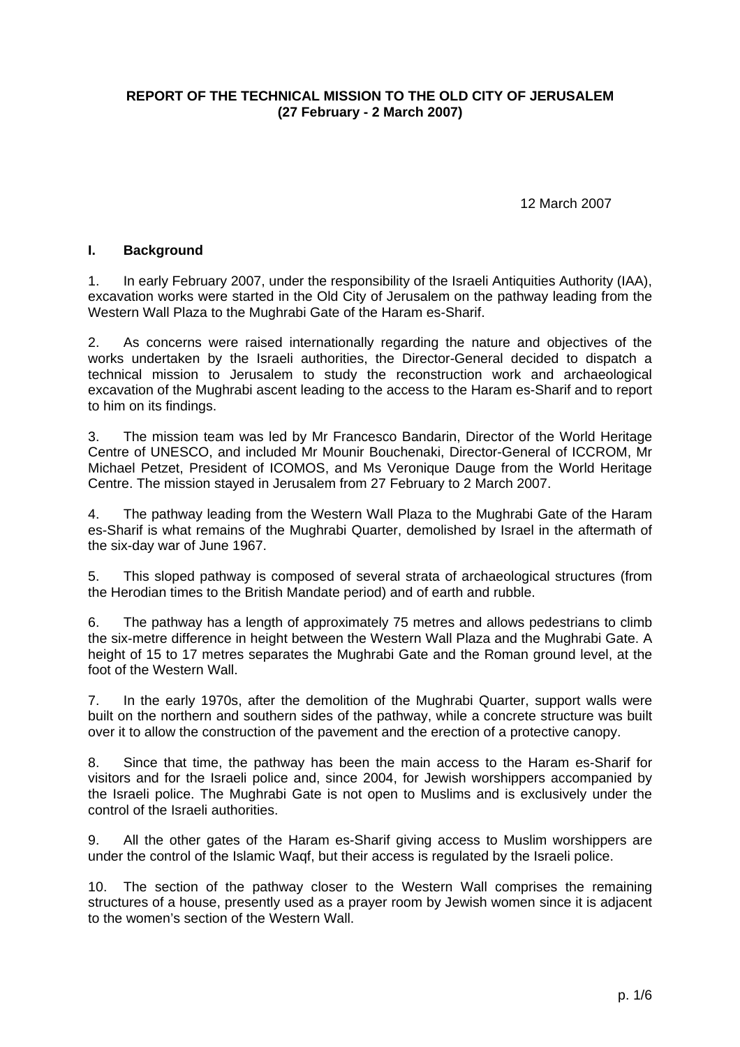**REPORT OF THE TECHNICAL MISSION TO THE OLD CITY OF JERUSALEM**
**(27 February - 2 March 2007)**

12 March 2007

## I. Background

1. In early February 2007, under the responsibility of the Israeli Antiquities Authority (IAA), excavation works were started in the Old City of Jerusalem on the pathway leading from the Western Wall Plaza to the Mughrabi Gate of the Haram es-Sharif.

2. As concerns were raised internationally regarding the nature and objectives of the works undertaken by the Israeli authorities, the Director-General decided to dispatch a technical mission to Jerusalem to study the reconstruction work and archaeological excavation of the Mughrabi ascent leading to the access to the Haram es-Sharif and to report to him on its findings.

3. The mission team was led by Mr Francesco Bandarin, Director of the World Heritage Centre of UNESCO, and included Mr Mounir Bouchenaki, Director-General of ICCROM, Mr Michael Petzet, President of ICOMOS, and Ms Veronique Dauge from the World Heritage Centre. The mission stayed in Jerusalem from 27 February to 2 March 2007.

4. The pathway leading from the Western Wall Plaza to the Mughrabi Gate of the Haram es-Sharif is what remains of the Mughrabi Quarter, demolished by Israel in the aftermath of the six-day war of June 1967.

5. This sloped pathway is composed of several strata of archaeological structures (from the Herodian times to the British Mandate period) and of earth and rubble.

6. The pathway has a length of approximately 75 metres and allows pedestrians to climb the six-metre difference in height between the Western Wall Plaza and the Mughrabi Gate. A height of 15 to 17 metres separates the Mughrabi Gate and the Roman ground level, at the foot of the Western Wall.

7. In the early 1970s, after the demolition of the Mughrabi Quarter, support walls were built on the northern and southern sides of the pathway, while a concrete structure was built over it to allow the construction of the pavement and the erection of a protective canopy.

8. Since that time, the pathway has been the main access to the Haram es-Sharif for visitors and for the Israeli police and, since 2004, for Jewish worshippers accompanied by the Israeli police. The Mughrabi Gate is not open to Muslims and is exclusively under the control of the Israeli authorities.

9. All the other gates of the Haram es-Sharif giving access to Muslim worshippers are under the control of the Islamic Waqf, but their access is regulated by the Israeli police.

10. The section of the pathway closer to the Western Wall comprises the remaining structures of a house, presently used as a prayer room by Jewish women since it is adjacent to the women's section of the Western Wall.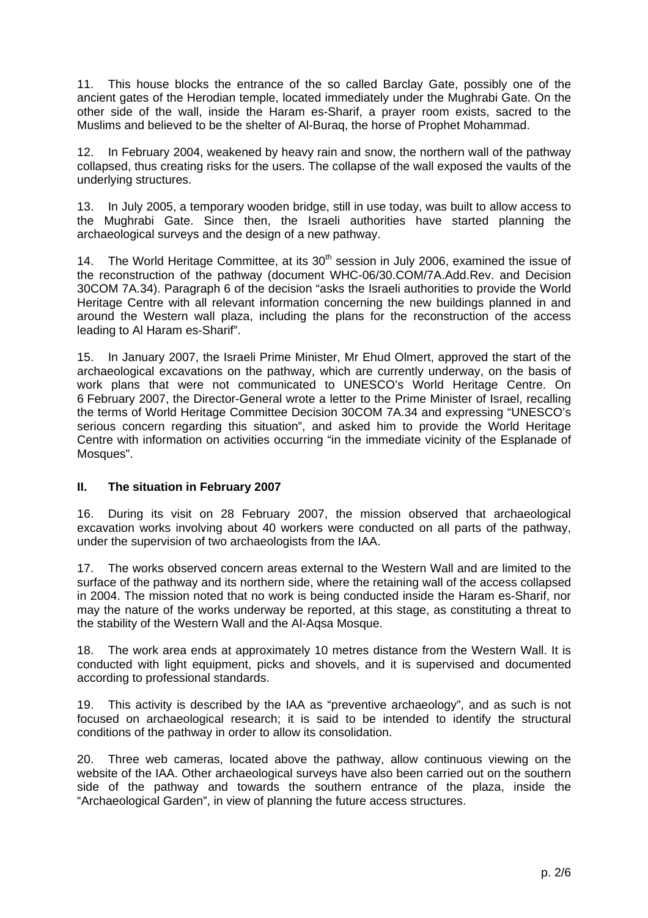11. This house blocks the entrance of the so called Barclay Gate, possibly one of the ancient gates of the Herodian temple, located immediately under the Mughrabi Gate. On the other side of the wall, inside the Haram es-Sharif, a prayer room exists, sacred to the Muslims and believed to be the shelter of Al-Buraq, the horse of Prophet Mohammad.

12. In February 2004, weakened by heavy rain and snow, the northern wall of the pathway collapsed, thus creating risks for the users. The collapse of the wall exposed the vaults of the underlying structures.

13. In July 2005, a temporary wooden bridge, still in use today, was built to allow access to the Mughrabi Gate. Since then, the Israeli authorities have started planning the archaeological surveys and the design of a new pathway.

14. The World Heritage Committee, at its 30th session in July 2006, examined the issue of the reconstruction of the pathway (document WHC-06/30.COM/7A.Add.Rev. and Decision 30COM 7A.34). Paragraph 6 of the decision "asks the Israeli authorities to provide the World Heritage Centre with all relevant information concerning the new buildings planned in and around the Western wall plaza, including the plans for the reconstruction of the access leading to Al Haram es-Sharif".

15. In January 2007, the Israeli Prime Minister, Mr Ehud Olmert, approved the start of the archaeological excavations on the pathway, which are currently underway, on the basis of work plans that were not communicated to UNESCO's World Heritage Centre. On 6 February 2007, the Director-General wrote a letter to the Prime Minister of Israel, recalling the terms of World Heritage Committee Decision 30COM 7A.34 and expressing "UNESCO's serious concern regarding this situation", and asked him to provide the World Heritage Centre with information on activities occurring "in the immediate vicinity of the Esplanade of Mosques".

## II. The situation in February 2007

16. During its visit on 28 February 2007, the mission observed that archaeological excavation works involving about 40 workers were conducted on all parts of the pathway, under the supervision of two archaeologists from the IAA.

17. The works observed concern areas external to the Western Wall and are limited to the surface of the pathway and its northern side, where the retaining wall of the access collapsed in 2004. The mission noted that no work is being conducted inside the Haram es-Sharif, nor may the nature of the works underway be reported, at this stage, as constituting a threat to the stability of the Western Wall and the Al-Aqsa Mosque.

18. The work area ends at approximately 10 metres distance from the Western Wall. It is conducted with light equipment, picks and shovels, and it is supervised and documented according to professional standards.

19. This activity is described by the IAA as "preventive archaeology", and as such is not focused on archaeological research; it is said to be intended to identify the structural conditions of the pathway in order to allow its consolidation.

20. Three web cameras, located above the pathway, allow continuous viewing on the website of the IAA. Other archaeological surveys have also been carried out on the southern side of the pathway and towards the southern entrance of the plaza, inside the "Archaeological Garden", in view of planning the future access structures.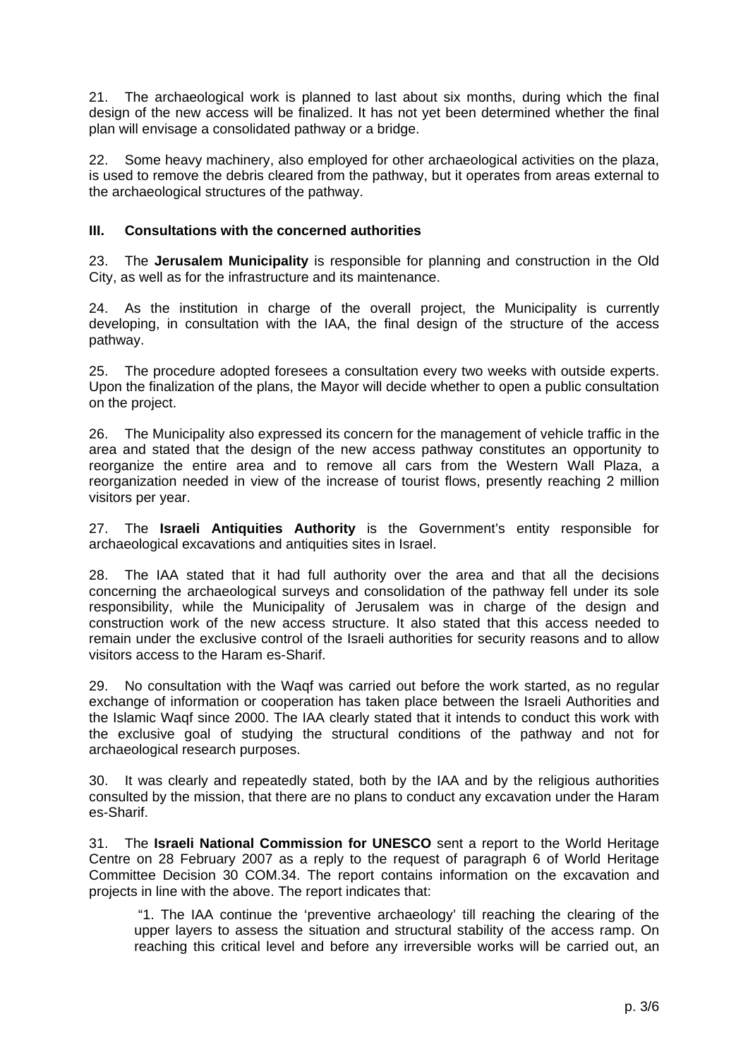21. The archaeological work is planned to last about six months, during which the final design of the new access will be finalized. It has not yet been determined whether the final plan will envisage a consolidated pathway or a bridge.

22. Some heavy machinery, also employed for other archaeological activities on the plaza, is used to remove the debris cleared from the pathway, but it operates from areas external to the archaeological structures of the pathway.

### III. Consultations with the concerned authorities

23. The **Jerusalem Municipality** is responsible for planning and construction in the Old City, as well as for the infrastructure and its maintenance.

24. As the institution in charge of the overall project, the Municipality is currently developing, in consultation with the IAA, the final design of the structure of the access pathway.

25. The procedure adopted foresees a consultation every two weeks with outside experts. Upon the finalization of the plans, the Mayor will decide whether to open a public consultation on the project.

26. The Municipality also expressed its concern for the management of vehicle traffic in the area and stated that the design of the new access pathway constitutes an opportunity to reorganize the entire area and to remove all cars from the Western Wall Plaza, a reorganization needed in view of the increase of tourist flows, presently reaching 2 million visitors per year.

27. The **Israeli Antiquities Authority** is the Government's entity responsible for archaeological excavations and antiquities sites in Israel.

28. The IAA stated that it had full authority over the area and that all the decisions concerning the archaeological surveys and consolidation of the pathway fell under its sole responsibility, while the Municipality of Jerusalem was in charge of the design and construction work of the new access structure. It also stated that this access needed to remain under the exclusive control of the Israeli authorities for security reasons and to allow visitors access to the Haram es-Sharif.

29. No consultation with the Waqf was carried out before the work started, as no regular exchange of information or cooperation has taken place between the Israeli Authorities and the Islamic Waqf since 2000. The IAA clearly stated that it intends to conduct this work with the exclusive goal of studying the structural conditions of the pathway and not for archaeological research purposes.

30. It was clearly and repeatedly stated, both by the IAA and by the religious authorities consulted by the mission, that there are no plans to conduct any excavation under the Haram es-Sharif.

31. The **Israeli National Commission for UNESCO** sent a report to the World Heritage Centre on 28 February 2007 as a reply to the request of paragraph 6 of World Heritage Committee Decision 30 COM.34. The report contains information on the excavation and projects in line with the above. The report indicates that:

> "1. The IAA continue the 'preventive archaeology' till reaching the clearing of the upper layers to assess the situation and structural stability of the access ramp. On reaching this critical level and before any irreversible works will be carried out, an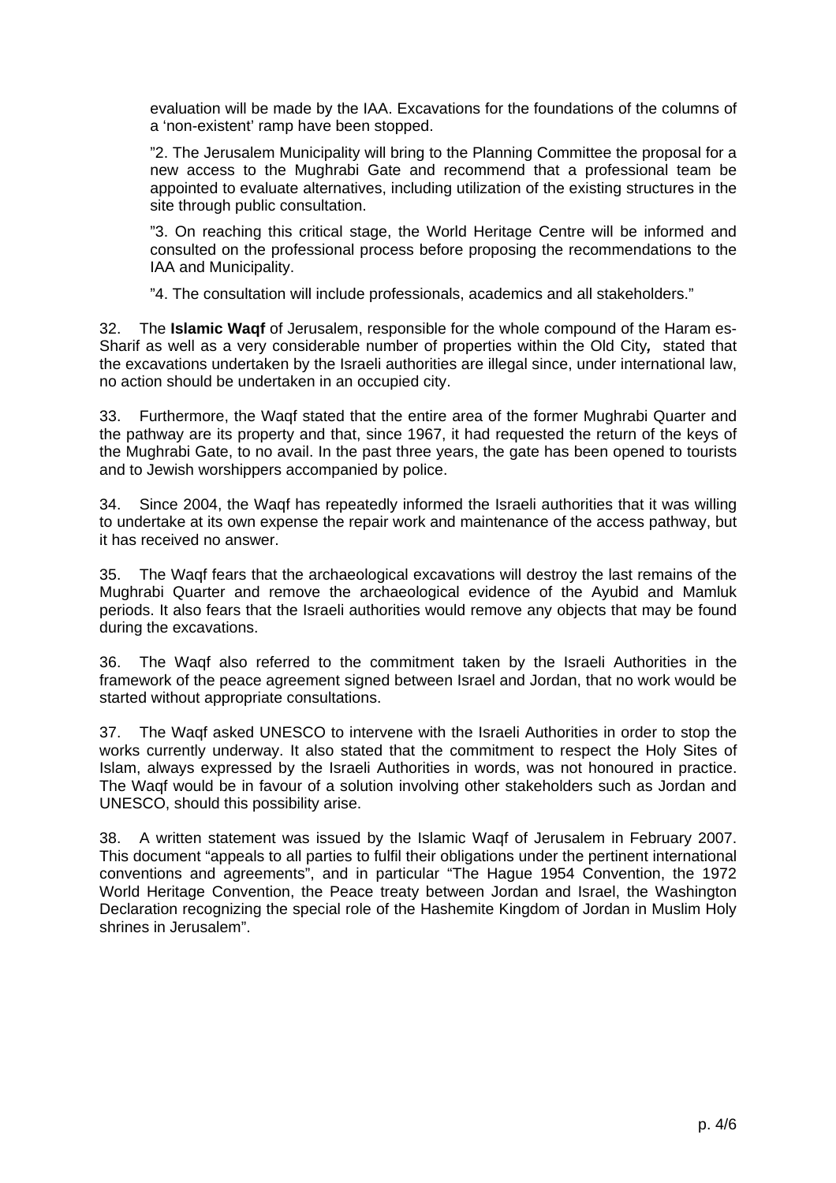evaluation will be made by the IAA. Excavations for the foundations of the columns of a 'non-existent' ramp have been stopped.

"2. The Jerusalem Municipality will bring to the Planning Committee the proposal for a new access to the Mughrabi Gate and recommend that a professional team be appointed to evaluate alternatives, including utilization of the existing structures in the site through public consultation.

"3. On reaching this critical stage, the World Heritage Centre will be informed and consulted on the professional process before proposing the recommendations to the IAA and Municipality.

"4. The consultation will include professionals, academics and all stakeholders."

32. The **Islamic Waqf** of Jerusalem, responsible for the whole compound of the Haram es-Sharif as well as a very considerable number of properties within the Old City*,* stated that the excavations undertaken by the Israeli authorities are illegal since, under international law, no action should be undertaken in an occupied city.

33. Furthermore, the Waqf stated that the entire area of the former Mughrabi Quarter and the pathway are its property and that, since 1967, it had requested the return of the keys of the Mughrabi Gate, to no avail. In the past three years, the gate has been opened to tourists and to Jewish worshippers accompanied by police.

34. Since 2004, the Waqf has repeatedly informed the Israeli authorities that it was willing to undertake at its own expense the repair work and maintenance of the access pathway, but it has received no answer.

35. The Waqf fears that the archaeological excavations will destroy the last remains of the Mughrabi Quarter and remove the archaeological evidence of the Ayubid and Mamluk periods. It also fears that the Israeli authorities would remove any objects that may be found during the excavations.

36. The Waqf also referred to the commitment taken by the Israeli Authorities in the framework of the peace agreement signed between Israel and Jordan, that no work would be started without appropriate consultations.

37. The Waqf asked UNESCO to intervene with the Israeli Authorities in order to stop the works currently underway. It also stated that the commitment to respect the Holy Sites of Islam, always expressed by the Israeli Authorities in words, was not honoured in practice. The Waqf would be in favour of a solution involving other stakeholders such as Jordan and UNESCO, should this possibility arise.

38. A written statement was issued by the Islamic Waqf of Jerusalem in February 2007. This document "appeals to all parties to fulfil their obligations under the pertinent international conventions and agreements", and in particular "The Hague 1954 Convention, the 1972 World Heritage Convention, the Peace treaty between Jordan and Israel, the Washington Declaration recognizing the special role of the Hashemite Kingdom of Jordan in Muslim Holy shrines in Jerusalem".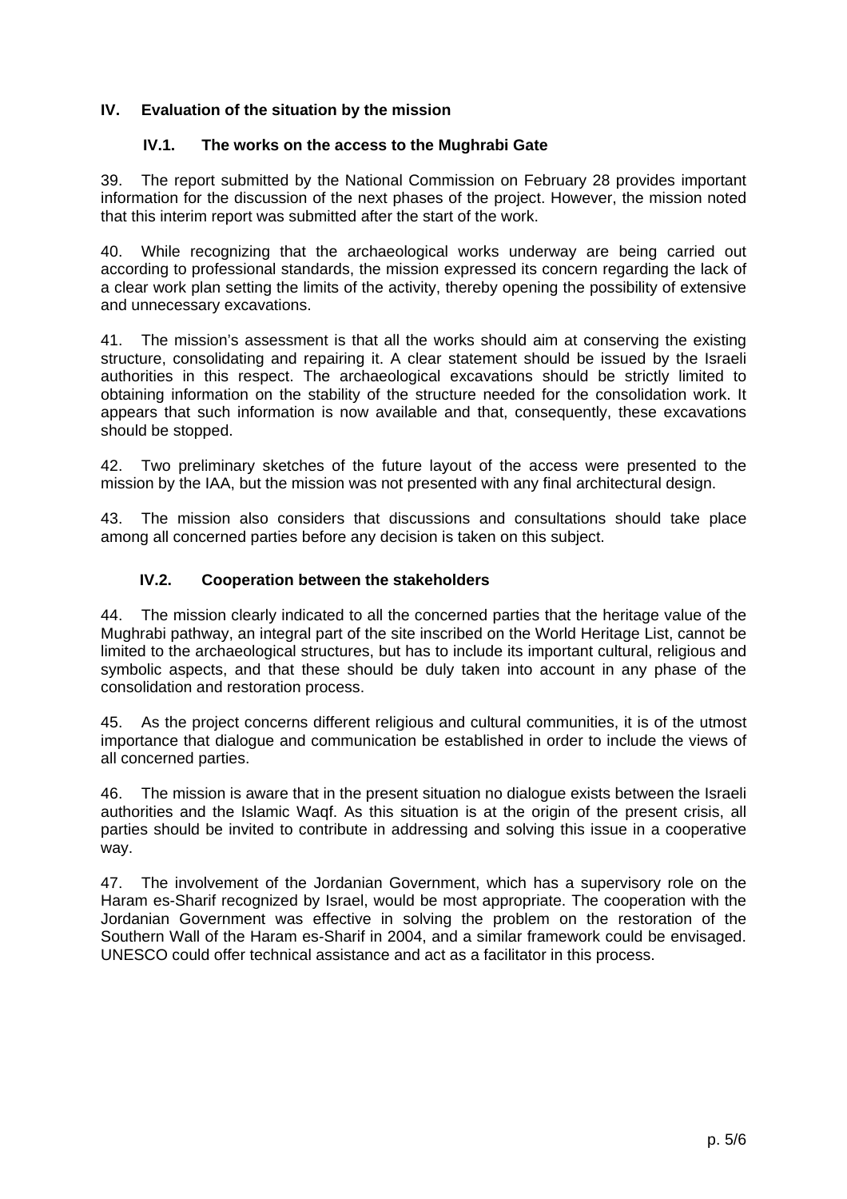## IV. Evaluation of the situation by the mission

### IV.1. The works on the access to the Mughrabi Gate

39. The report submitted by the National Commission on February 28 provides important information for the discussion of the next phases of the project. However, the mission noted that this interim report was submitted after the start of the work.

40. While recognizing that the archaeological works underway are being carried out according to professional standards, the mission expressed its concern regarding the lack of a clear work plan setting the limits of the activity, thereby opening the possibility of extensive and unnecessary excavations.

41. The mission's assessment is that all the works should aim at conserving the existing structure, consolidating and repairing it. A clear statement should be issued by the Israeli authorities in this respect. The archaeological excavations should be strictly limited to obtaining information on the stability of the structure needed for the consolidation work. It appears that such information is now available and that, consequently, these excavations should be stopped.

42. Two preliminary sketches of the future layout of the access were presented to the mission by the IAA, but the mission was not presented with any final architectural design.

43. The mission also considers that discussions and consultations should take place among all concerned parties before any decision is taken on this subject.

### IV.2. Cooperation between the stakeholders

44. The mission clearly indicated to all the concerned parties that the heritage value of the Mughrabi pathway, an integral part of the site inscribed on the World Heritage List, cannot be limited to the archaeological structures, but has to include its important cultural, religious and symbolic aspects, and that these should be duly taken into account in any phase of the consolidation and restoration process.

45. As the project concerns different religious and cultural communities, it is of the utmost importance that dialogue and communication be established in order to include the views of all concerned parties.

46. The mission is aware that in the present situation no dialogue exists between the Israeli authorities and the Islamic Waqf. As this situation is at the origin of the present crisis, all parties should be invited to contribute in addressing and solving this issue in a cooperative way.

47. The involvement of the Jordanian Government, which has a supervisory role on the Haram es-Sharif recognized by Israel, would be most appropriate. The cooperation with the Jordanian Government was effective in solving the problem on the restoration of the Southern Wall of the Haram es-Sharif in 2004, and a similar framework could be envisaged. UNESCO could offer technical assistance and act as a facilitator in this process.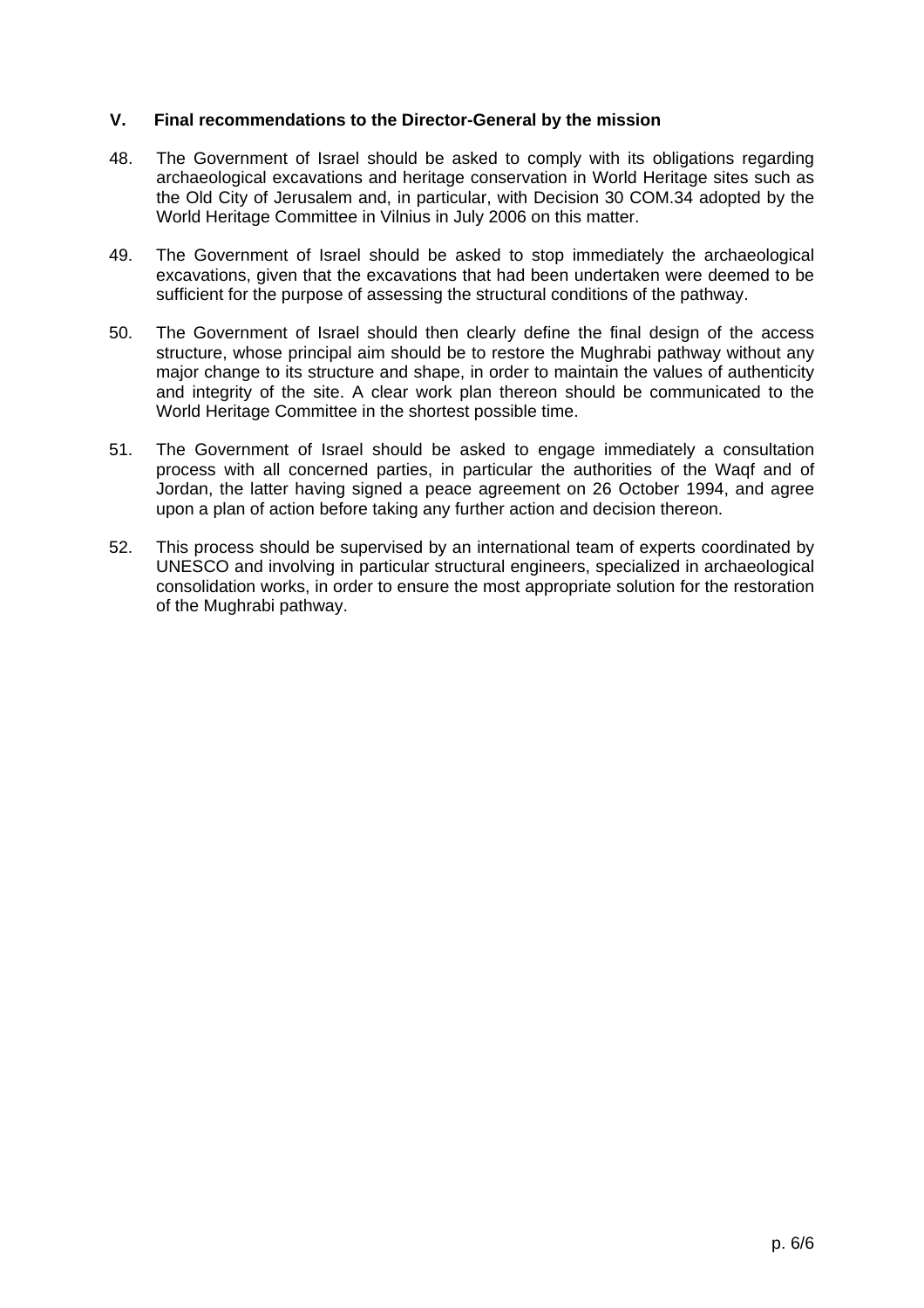## V. Final recommendations to the Director-General by the mission

48. The Government of Israel should be asked to comply with its obligations regarding archaeological excavations and heritage conservation in World Heritage sites such as the Old City of Jerusalem and, in particular, with Decision 30 COM.34 adopted by the World Heritage Committee in Vilnius in July 2006 on this matter.

49. The Government of Israel should be asked to stop immediately the archaeological excavations, given that the excavations that had been undertaken were deemed to be sufficient for the purpose of assessing the structural conditions of the pathway.

50. The Government of Israel should then clearly define the final design of the access structure, whose principal aim should be to restore the Mughrabi pathway without any major change to its structure and shape, in order to maintain the values of authenticity and integrity of the site. A clear work plan thereon should be communicated to the World Heritage Committee in the shortest possible time.

51. The Government of Israel should be asked to engage immediately a consultation process with all concerned parties, in particular the authorities of the Waqf and of Jordan, the latter having signed a peace agreement on 26 October 1994, and agree upon a plan of action before taking any further action and decision thereon.

52. This process should be supervised by an international team of experts coordinated by UNESCO and involving in particular structural engineers, specialized in archaeological consolidation works, in order to ensure the most appropriate solution for the restoration of the Mughrabi pathway.